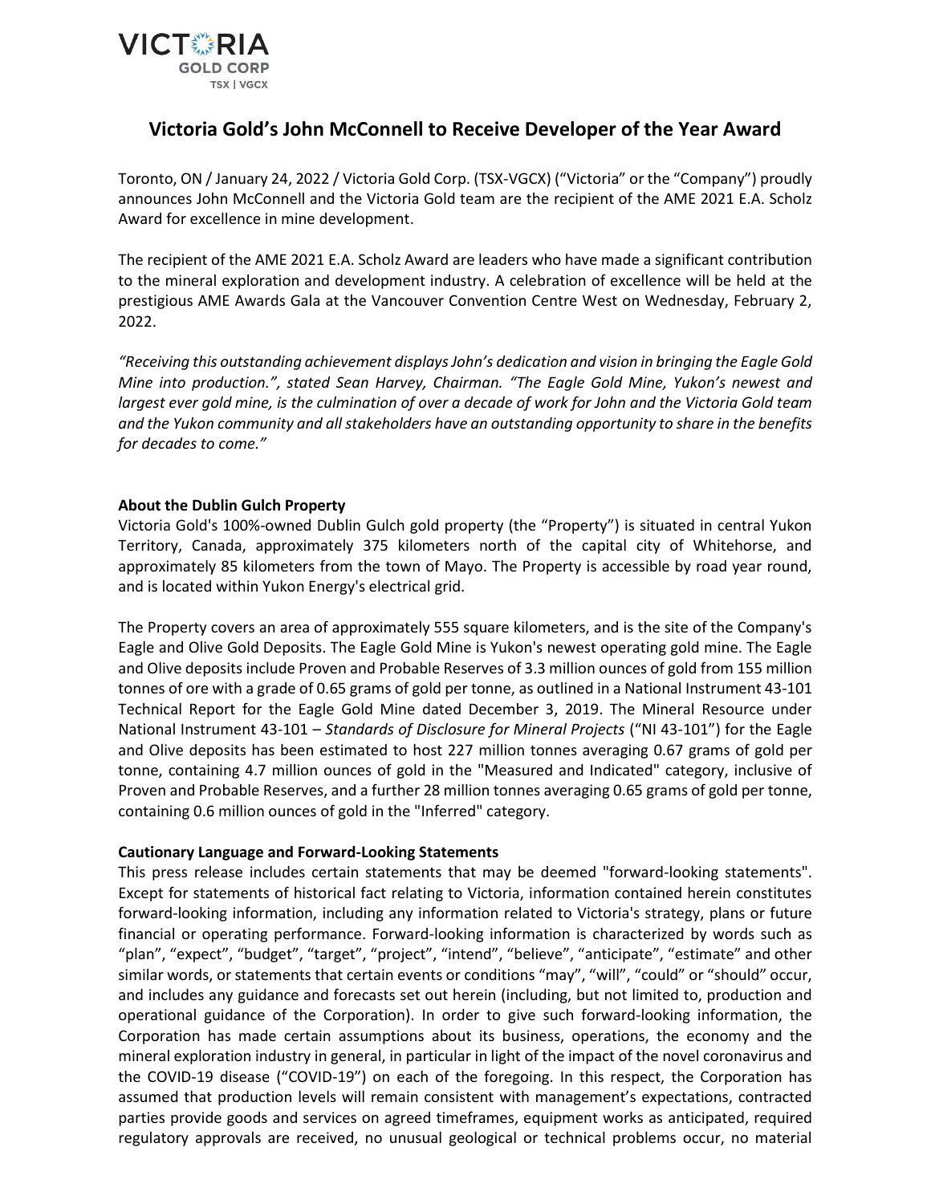VICTORIA GOLD CORP
TSX | VGCX

# Victoria Gold's John McConnell to Receive Developer of the Year Award

Toronto, ON / January 24, 2022 / Victoria Gold Corp. (TSX-VGCX) ("Victoria" or the "Company") proudly announces John McConnell and the Victoria Gold team are the recipient of the AME 2021 E.A. Scholz Award for excellence in mine development.

The recipient of the AME 2021 E.A. Scholz Award are leaders who have made a significant contribution to the mineral exploration and development industry. A celebration of excellence will be held at the prestigious AME Awards Gala at the Vancouver Convention Centre West on Wednesday, February 2, 2022.

*"Receiving this outstanding achievement displays John's dedication and vision in bringing the Eagle Gold Mine into production.", stated Sean Harvey, Chairman. "The Eagle Gold Mine, Yukon's newest and largest ever gold mine, is the culmination of over a decade of work for John and the Victoria Gold team and the Yukon community and all stakeholders have an outstanding opportunity to share in the benefits for decades to come."*

**About the Dublin Gulch Property**

Victoria Gold's 100%-owned Dublin Gulch gold property (the "Property") is situated in central Yukon Territory, Canada, approximately 375 kilometers north of the capital city of Whitehorse, and approximately 85 kilometers from the town of Mayo. The Property is accessible by road year round, and is located within Yukon Energy's electrical grid.

The Property covers an area of approximately 555 square kilometers, and is the site of the Company's Eagle and Olive Gold Deposits. The Eagle Gold Mine is Yukon's newest operating gold mine. The Eagle and Olive deposits include Proven and Probable Reserves of 3.3 million ounces of gold from 155 million tonnes of ore with a grade of 0.65 grams of gold per tonne, as outlined in a National Instrument 43-101 Technical Report for the Eagle Gold Mine dated December 3, 2019. The Mineral Resource under National Instrument 43-101 – *Standards of Disclosure for Mineral Projects* ("NI 43-101") for the Eagle and Olive deposits has been estimated to host 227 million tonnes averaging 0.67 grams of gold per tonne, containing 4.7 million ounces of gold in the "Measured and Indicated" category, inclusive of Proven and Probable Reserves, and a further 28 million tonnes averaging 0.65 grams of gold per tonne, containing 0.6 million ounces of gold in the "Inferred" category.

**Cautionary Language and Forward-Looking Statements**

This press release includes certain statements that may be deemed "forward-looking statements". Except for statements of historical fact relating to Victoria, information contained herein constitutes forward-looking information, including any information related to Victoria's strategy, plans or future financial or operating performance. Forward-looking information is characterized by words such as "plan", "expect", "budget", "target", "project", "intend", "believe", "anticipate", "estimate" and other similar words, or statements that certain events or conditions "may", "will", "could" or "should" occur, and includes any guidance and forecasts set out herein (including, but not limited to, production and operational guidance of the Corporation). In order to give such forward-looking information, the Corporation has made certain assumptions about its business, operations, the economy and the mineral exploration industry in general, in particular in light of the impact of the novel coronavirus and the COVID-19 disease ("COVID-19") on each of the foregoing. In this respect, the Corporation has assumed that production levels will remain consistent with management's expectations, contracted parties provide goods and services on agreed timeframes, equipment works as anticipated, required regulatory approvals are received, no unusual geological or technical problems occur, no material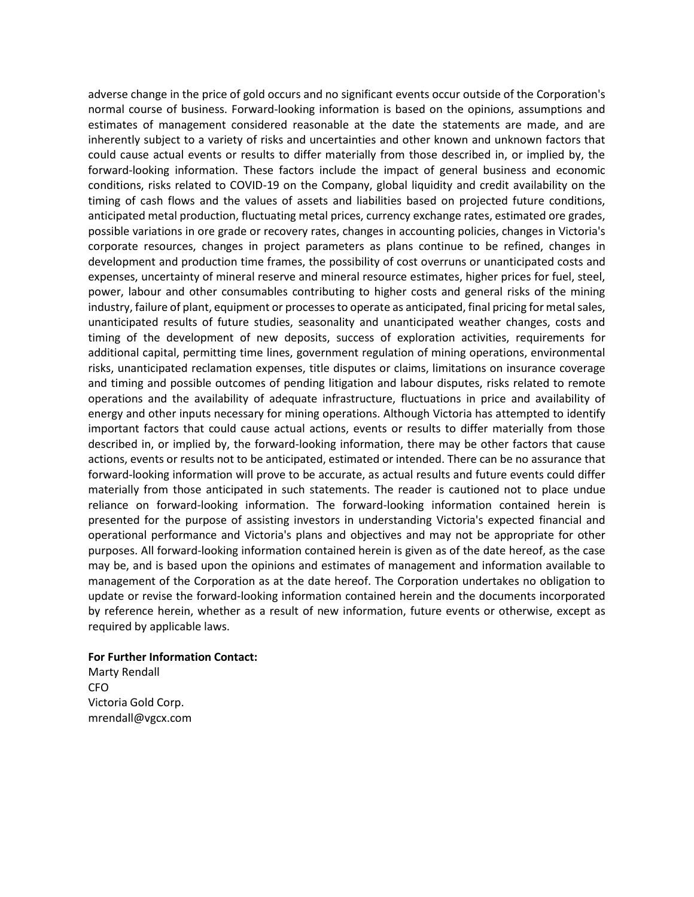adverse change in the price of gold occurs and no significant events occur outside of the Corporation's normal course of business. Forward-looking information is based on the opinions, assumptions and estimates of management considered reasonable at the date the statements are made, and are inherently subject to a variety of risks and uncertainties and other known and unknown factors that could cause actual events or results to differ materially from those described in, or implied by, the forward-looking information. These factors include the impact of general business and economic conditions, risks related to COVID-19 on the Company, global liquidity and credit availability on the timing of cash flows and the values of assets and liabilities based on projected future conditions, anticipated metal production, fluctuating metal prices, currency exchange rates, estimated ore grades, possible variations in ore grade or recovery rates, changes in accounting policies, changes in Victoria's corporate resources, changes in project parameters as plans continue to be refined, changes in development and production time frames, the possibility of cost overruns or unanticipated costs and expenses, uncertainty of mineral reserve and mineral resource estimates, higher prices for fuel, steel, power, labour and other consumables contributing to higher costs and general risks of the mining industry, failure of plant, equipment or processes to operate as anticipated, final pricing for metal sales, unanticipated results of future studies, seasonality and unanticipated weather changes, costs and timing of the development of new deposits, success of exploration activities, requirements for additional capital, permitting time lines, government regulation of mining operations, environmental risks, unanticipated reclamation expenses, title disputes or claims, limitations on insurance coverage and timing and possible outcomes of pending litigation and labour disputes, risks related to remote operations and the availability of adequate infrastructure, fluctuations in price and availability of energy and other inputs necessary for mining operations. Although Victoria has attempted to identify important factors that could cause actual actions, events or results to differ materially from those described in, or implied by, the forward-looking information, there may be other factors that cause actions, events or results not to be anticipated, estimated or intended. There can be no assurance that forward-looking information will prove to be accurate, as actual results and future events could differ materially from those anticipated in such statements. The reader is cautioned not to place undue reliance on forward-looking information. The forward-looking information contained herein is presented for the purpose of assisting investors in understanding Victoria's expected financial and operational performance and Victoria's plans and objectives and may not be appropriate for other purposes. All forward-looking information contained herein is given as of the date hereof, as the case may be, and is based upon the opinions and estimates of management and information available to management of the Corporation as at the date hereof. The Corporation undertakes no obligation to update or revise the forward-looking information contained herein and the documents incorporated by reference herein, whether as a result of new information, future events or otherwise, except as required by applicable laws.

**For Further Information Contact:**
Marty Rendall
CFO
Victoria Gold Corp.
mrendall@vgcx.com